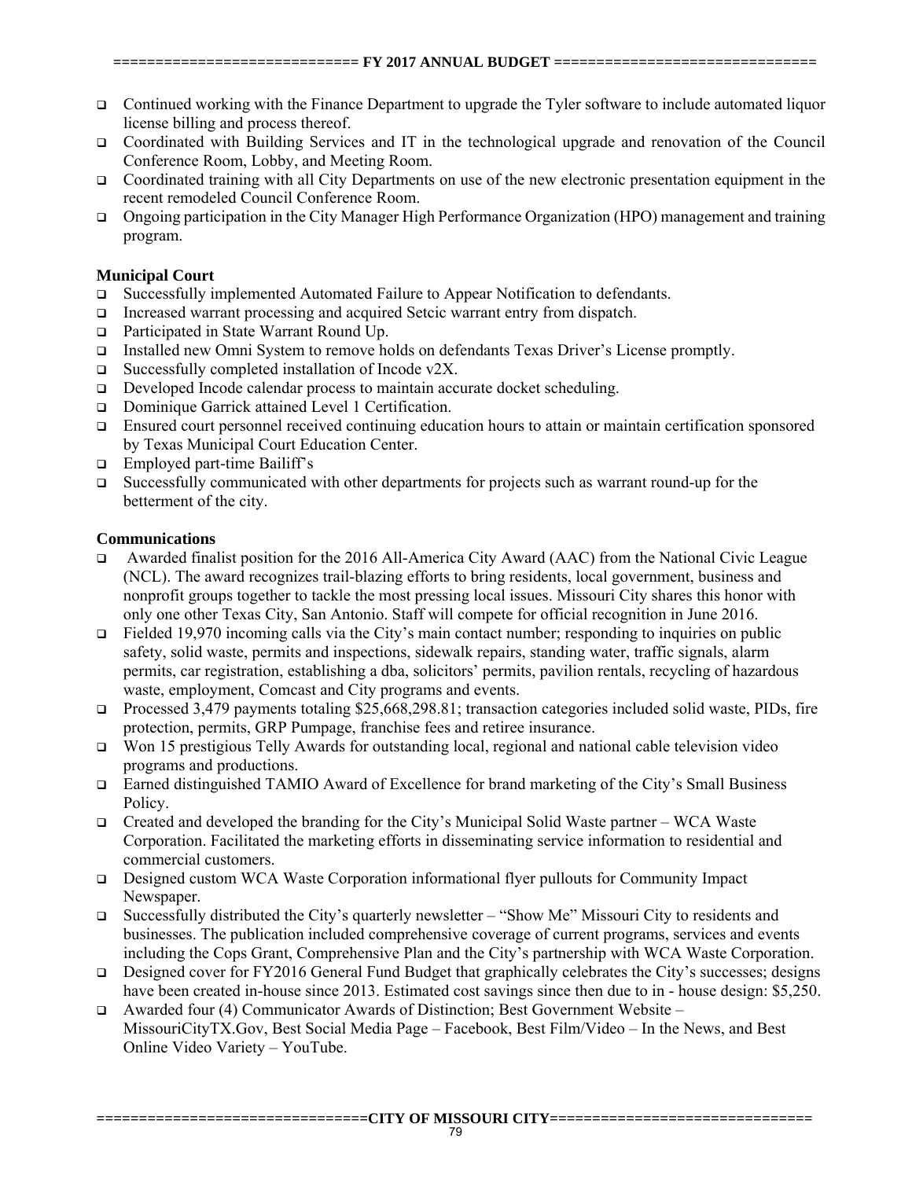- Continued working with the Finance Department to upgrade the Tyler software to include automated liquor license billing and process thereof.
- Coordinated with Building Services and IT in the technological upgrade and renovation of the Council Conference Room, Lobby, and Meeting Room.
- Coordinated training with all City Departments on use of the new electronic presentation equipment in the recent remodeled Council Conference Room.
- Ongoing participation in the City Manager High Performance Organization (HPO) management and training program.

**Municipal Court**

- Successfully implemented Automated Failure to Appear Notification to defendants.
- Increased warrant processing and acquired Setcic warrant entry from dispatch.
- Participated in State Warrant Round Up.
- Installed new Omni System to remove holds on defendants Texas Driver's License promptly.
- Successfully completed installation of Incode v2X.
- Developed Incode calendar process to maintain accurate docket scheduling.
- Dominique Garrick attained Level 1 Certification.
- Ensured court personnel received continuing education hours to attain or maintain certification sponsored by Texas Municipal Court Education Center.
- Employed part-time Bailiff's
- Successfully communicated with other departments for projects such as warrant round-up for the betterment of the city.

**Communications**

- Awarded finalist position for the 2016 All-America City Award (AAC) from the National Civic League (NCL). The award recognizes trail-blazing efforts to bring residents, local government, business and nonprofit groups together to tackle the most pressing local issues. Missouri City shares this honor with only one other Texas City, San Antonio. Staff will compete for official recognition in June 2016.
- Fielded 19,970 incoming calls via the City's main contact number; responding to inquiries on public safety, solid waste, permits and inspections, sidewalk repairs, standing water, traffic signals, alarm permits, car registration, establishing a dba, solicitors' permits, pavilion rentals, recycling of hazardous waste, employment, Comcast and City programs and events.
- Processed 3,479 payments totaling $25,668,298.81; transaction categories included solid waste, PIDs, fire protection, permits, GRP Pumpage, franchise fees and retiree insurance.
- Won 15 prestigious Telly Awards for outstanding local, regional and national cable television video programs and productions.
- Earned distinguished TAMIO Award of Excellence for brand marketing of the City's Small Business Policy.
- Created and developed the branding for the City's Municipal Solid Waste partner – WCA Waste Corporation. Facilitated the marketing efforts in disseminating service information to residential and commercial customers.
- Designed custom WCA Waste Corporation informational flyer pullouts for Community Impact Newspaper.
- Successfully distributed the City's quarterly newsletter – "Show Me" Missouri City to residents and businesses. The publication included comprehensive coverage of current programs, services and events including the Cops Grant, Comprehensive Plan and the City's partnership with WCA Waste Corporation.
- Designed cover for FY2016 General Fund Budget that graphically celebrates the City's successes; designs have been created in-house since 2013. Estimated cost savings since then due to in - house design: $5,250.
- Awarded four (4) Communicator Awards of Distinction; Best Government Website – MissouriCityTX.Gov, Best Social Media Page – Facebook, Best Film/Video – In the News, and Best Online Video Variety – YouTube.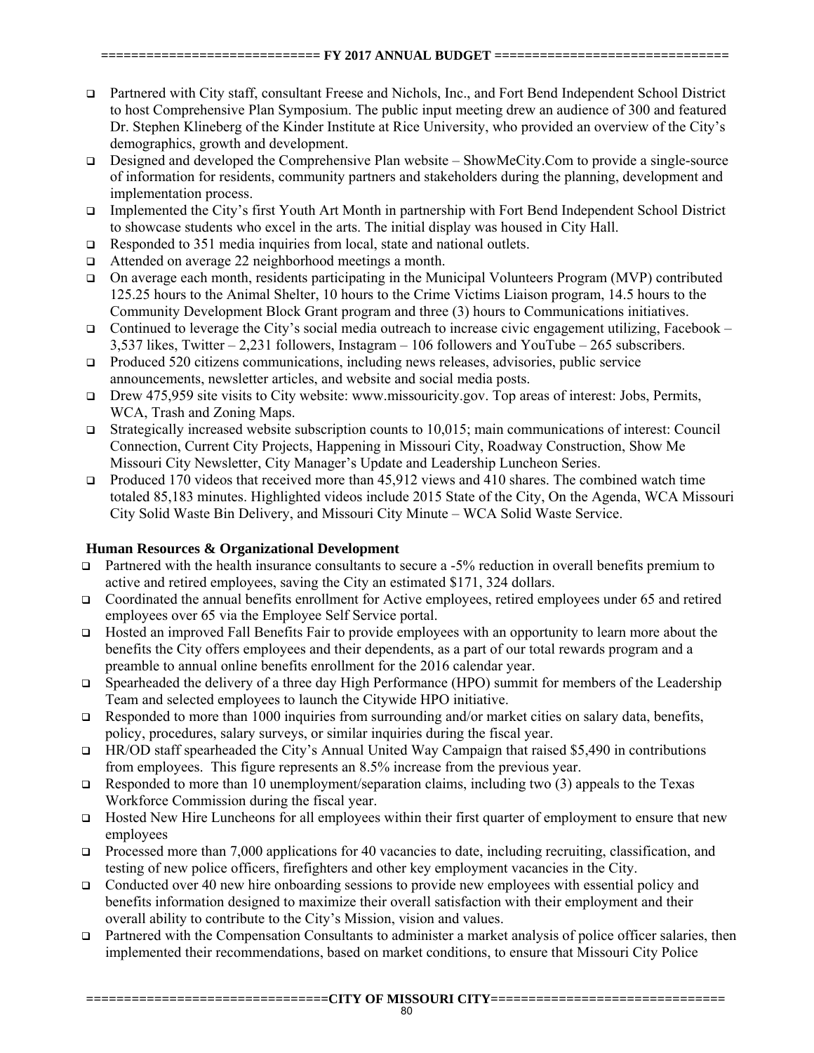- Partnered with City staff, consultant Freese and Nichols, Inc., and Fort Bend Independent School District to host Comprehensive Plan Symposium. The public input meeting drew an audience of 300 and featured Dr. Stephen Klineberg of the Kinder Institute at Rice University, who provided an overview of the City's demographics, growth and development.
- Designed and developed the Comprehensive Plan website – ShowMeCity.Com to provide a single-source of information for residents, community partners and stakeholders during the planning, development and implementation process.
- Implemented the City's first Youth Art Month in partnership with Fort Bend Independent School District to showcase students who excel in the arts. The initial display was housed in City Hall.
- Responded to 351 media inquiries from local, state and national outlets.
- Attended on average 22 neighborhood meetings a month.
- On average each month, residents participating in the Municipal Volunteers Program (MVP) contributed 125.25 hours to the Animal Shelter, 10 hours to the Crime Victims Liaison program, 14.5 hours to the Community Development Block Grant program and three (3) hours to Communications initiatives.
- Continued to leverage the City's social media outreach to increase civic engagement utilizing, Facebook – 3,537 likes, Twitter – 2,231 followers, Instagram – 106 followers and YouTube – 265 subscribers.
- Produced 520 citizens communications, including news releases, advisories, public service announcements, newsletter articles, and website and social media posts.
- Drew 475,959 site visits to City website: www.missouricity.gov. Top areas of interest: Jobs, Permits, WCA, Trash and Zoning Maps.
- Strategically increased website subscription counts to 10,015; main communications of interest: Council Connection, Current City Projects, Happening in Missouri City, Roadway Construction, Show Me Missouri City Newsletter, City Manager's Update and Leadership Luncheon Series.
- Produced 170 videos that received more than 45,912 views and 410 shares. The combined watch time totaled 85,183 minutes. Highlighted videos include 2015 State of the City, On the Agenda, WCA Missouri City Solid Waste Bin Delivery, and Missouri City Minute – WCA Solid Waste Service.

**Human Resources & Organizational Development**

- Partnered with the health insurance consultants to secure a -5% reduction in overall benefits premium to active and retired employees, saving the City an estimated $171, 324 dollars.
- Coordinated the annual benefits enrollment for Active employees, retired employees under 65 and retired employees over 65 via the Employee Self Service portal.
- Hosted an improved Fall Benefits Fair to provide employees with an opportunity to learn more about the benefits the City offers employees and their dependents, as a part of our total rewards program and a preamble to annual online benefits enrollment for the 2016 calendar year.
- Spearheaded the delivery of a three day High Performance (HPO) summit for members of the Leadership Team and selected employees to launch the Citywide HPO initiative.
- Responded to more than 1000 inquiries from surrounding and/or market cities on salary data, benefits, policy, procedures, salary surveys, or similar inquiries during the fiscal year.
- HR/OD staff spearheaded the City's Annual United Way Campaign that raised $5,490 in contributions from employees. This figure represents an 8.5% increase from the previous year.
- Responded to more than 10 unemployment/separation claims, including two (3) appeals to the Texas Workforce Commission during the fiscal year.
- Hosted New Hire Luncheons for all employees within their first quarter of employment to ensure that new employees
- Processed more than 7,000 applications for 40 vacancies to date, including recruiting, classification, and testing of new police officers, firefighters and other key employment vacancies in the City.
- Conducted over 40 new hire onboarding sessions to provide new employees with essential policy and benefits information designed to maximize their overall satisfaction with their employment and their overall ability to contribute to the City's Mission, vision and values.
- Partnered with the Compensation Consultants to administer a market analysis of police officer salaries, then implemented their recommendations, based on market conditions, to ensure that Missouri City Police